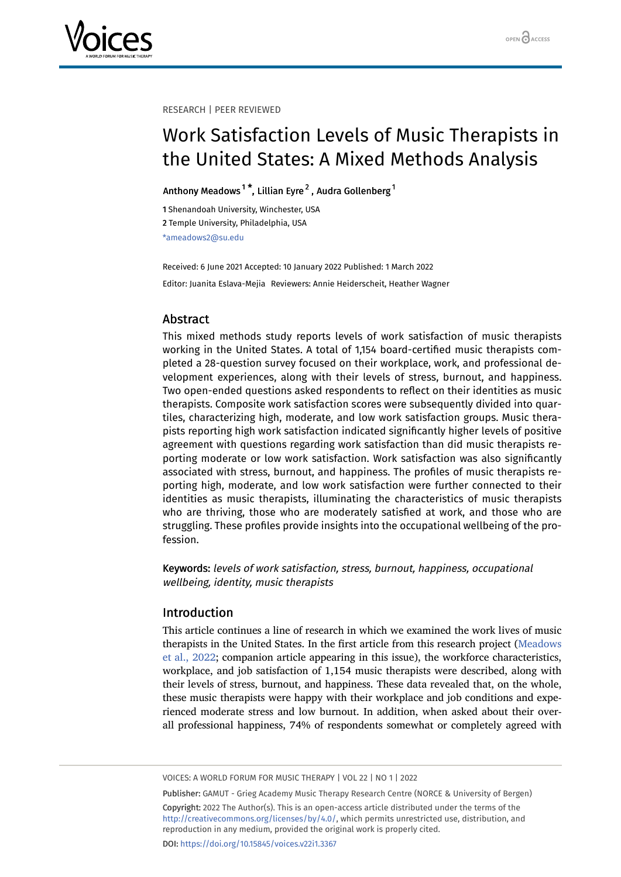RESEARCH | PEER REVIEWED

# Work Satisfaction Levels of Music Therapists in the United States: A Mixed Methods Analysis

Anthony Meadows[1*], Lillian Eyre[2], Audra Gollenberg[1]

1 Shenandoah University, Winchester, USA
2 Temple University, Philadelphia, USA
*ameadows2@su.edu

Received: 6 June 2021 Accepted: 10 January 2022 Published: 1 March 2022

Editor: Juanita Eslava-Mejia Reviewers: Annie Heiderscheit, Heather Wagner

## Abstract

This mixed methods study reports levels of work satisfaction of music therapists working in the United States. A total of 1,154 board-certified music therapists completed a 28-question survey focused on their workplace, work, and professional development experiences, along with their levels of stress, burnout, and happiness. Two open-ended questions asked respondents to reflect on their identities as music therapists. Composite work satisfaction scores were subsequently divided into quartiles, characterizing high, moderate, and low work satisfaction groups. Music therapists reporting high work satisfaction indicated significantly higher levels of positive agreement with questions regarding work satisfaction than did music therapists reporting moderate or low work satisfaction. Work satisfaction was also significantly associated with stress, burnout, and happiness. The profiles of music therapists reporting high, moderate, and low work satisfaction were further connected to their identities as music therapists, illuminating the characteristics of music therapists who are thriving, those who are moderately satisfied at work, and those who are struggling. These profiles provide insights into the occupational wellbeing of the profession.

**Keywords:** *levels of work satisfaction, stress, burnout, happiness, occupational wellbeing, identity, music therapists*

## Introduction

This article continues a line of research in which we examined the work lives of music therapists in the United States. In the first article from this research project (Meadows et al., 2022; companion article appearing in this issue), the workforce characteristics, workplace, and job satisfaction of 1,154 music therapists were described, along with their levels of stress, burnout, and happiness. These data revealed that, on the whole, these music therapists were happy with their workplace and job conditions and experienced moderate stress and low burnout. In addition, when asked about their overall professional happiness, 74% of respondents somewhat or completely agreed with

Publisher: GAMUT - Grieg Academy Music Therapy Research Centre (NORCE & University of Bergen)
Copyright: 2022 The Author(s). This is an open-access article distributed under the terms of the http://creativecommons.org/licenses/by/4.0/, which permits unrestricted use, distribution, and reproduction in any medium, provided the original work is properly cited.
DOI: https://doi.org/10.15845/voices.v22i1.3367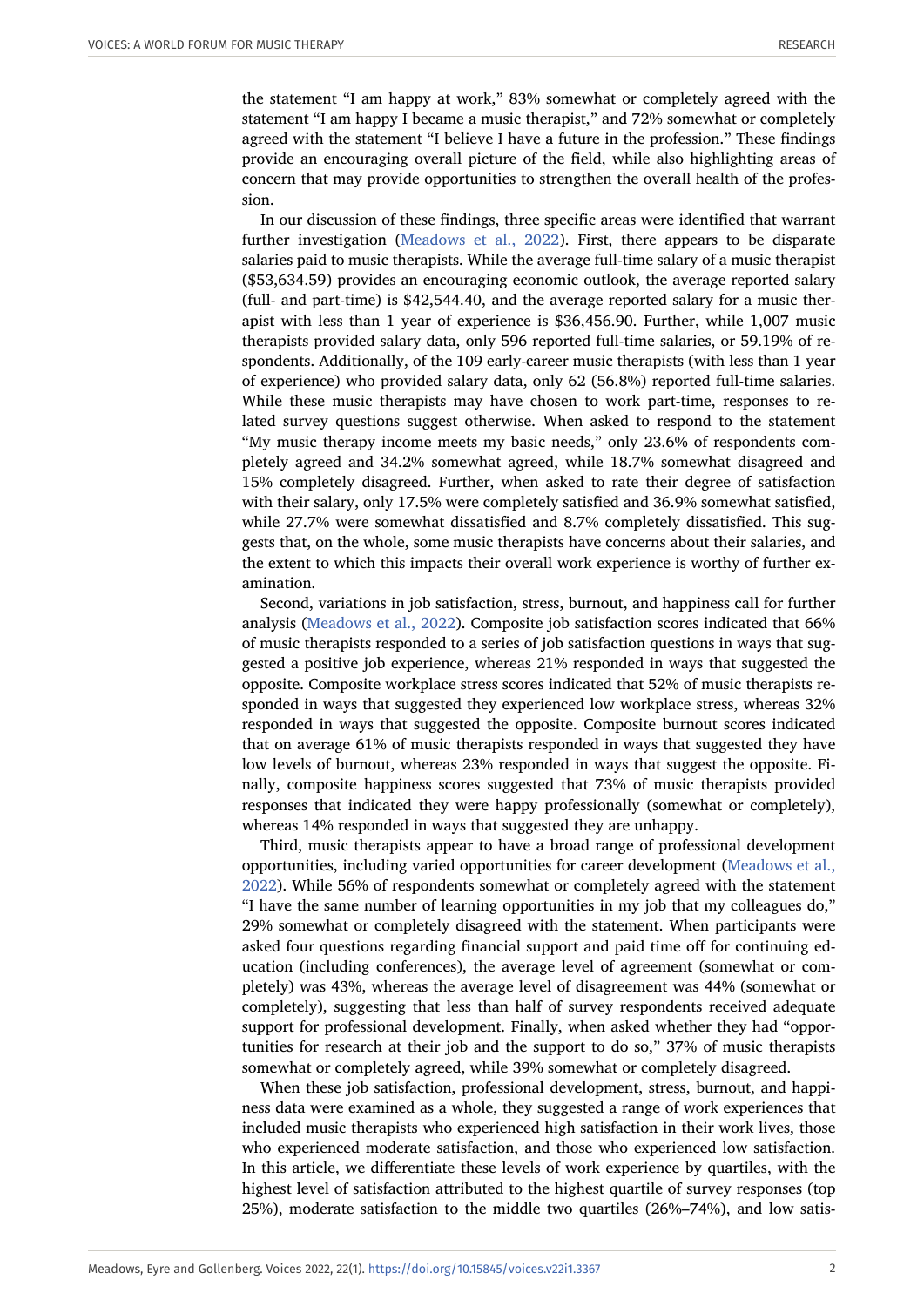the statement "I am happy at work," 83% somewhat or completely agreed with the statement "I am happy I became a music therapist," and 72% somewhat or completely agreed with the statement "I believe I have a future in the profession." These findings provide an encouraging overall picture of the field, while also highlighting areas of concern that may provide opportunities to strengthen the overall health of the profession.

In our discussion of these findings, three specific areas were identified that warrant further investigation (Meadows et al., 2022). First, there appears to be disparate salaries paid to music therapists. While the average full-time salary of a music therapist ($53,634.59) provides an encouraging economic outlook, the average reported salary (full- and part-time) is $42,544.40, and the average reported salary for a music therapist with less than 1 year of experience is $36,456.90. Further, while 1,007 music therapists provided salary data, only 596 reported full-time salaries, or 59.19% of respondents. Additionally, of the 109 early-career music therapists (with less than 1 year of experience) who provided salary data, only 62 (56.8%) reported full-time salaries. While these music therapists may have chosen to work part-time, responses to related survey questions suggest otherwise. When asked to respond to the statement "My music therapy income meets my basic needs," only 23.6% of respondents completely agreed and 34.2% somewhat agreed, while 18.7% somewhat disagreed and 15% completely disagreed. Further, when asked to rate their degree of satisfaction with their salary, only 17.5% were completely satisfied and 36.9% somewhat satisfied, while 27.7% were somewhat dissatisfied and 8.7% completely dissatisfied. This suggests that, on the whole, some music therapists have concerns about their salaries, and the extent to which this impacts their overall work experience is worthy of further examination.

Second, variations in job satisfaction, stress, burnout, and happiness call for further analysis (Meadows et al., 2022). Composite job satisfaction scores indicated that 66% of music therapists responded to a series of job satisfaction questions in ways that suggested a positive job experience, whereas 21% responded in ways that suggested the opposite. Composite workplace stress scores indicated that 52% of music therapists responded in ways that suggested they experienced low workplace stress, whereas 32% responded in ways that suggested the opposite. Composite burnout scores indicated that on average 61% of music therapists responded in ways that suggested they have low levels of burnout, whereas 23% responded in ways that suggest the opposite. Finally, composite happiness scores suggested that 73% of music therapists provided responses that indicated they were happy professionally (somewhat or completely), whereas 14% responded in ways that suggested they are unhappy.

Third, music therapists appear to have a broad range of professional development opportunities, including varied opportunities for career development (Meadows et al., 2022). While 56% of respondents somewhat or completely agreed with the statement "I have the same number of learning opportunities in my job that my colleagues do," 29% somewhat or completely disagreed with the statement. When participants were asked four questions regarding financial support and paid time off for continuing education (including conferences), the average level of agreement (somewhat or completely) was 43%, whereas the average level of disagreement was 44% (somewhat or completely), suggesting that less than half of survey respondents received adequate support for professional development. Finally, when asked whether they had "opportunities for research at their job and the support to do so," 37% of music therapists somewhat or completely agreed, while 39% somewhat or completely disagreed.

When these job satisfaction, professional development, stress, burnout, and happiness data were examined as a whole, they suggested a range of work experiences that included music therapists who experienced high satisfaction in their work lives, those who experienced moderate satisfaction, and those who experienced low satisfaction. In this article, we differentiate these levels of work experience by quartiles, with the highest level of satisfaction attributed to the highest quartile of survey responses (top 25%), moderate satisfaction to the middle two quartiles (26%–74%), and low satis-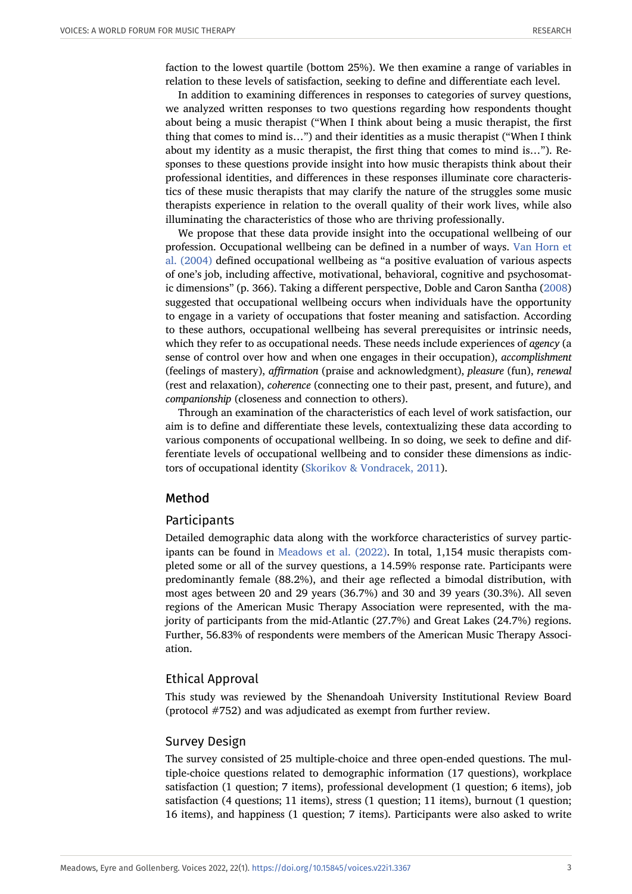faction to the lowest quartile (bottom 25%). We then examine a range of variables in relation to these levels of satisfaction, seeking to define and differentiate each level.

In addition to examining differences in responses to categories of survey questions, we analyzed written responses to two questions regarding how respondents thought about being a music therapist ("When I think about being a music therapist, the first thing that comes to mind is…") and their identities as a music therapist ("When I think about my identity as a music therapist, the first thing that comes to mind is…"). Responses to these questions provide insight into how music therapists think about their professional identities, and differences in these responses illuminate core characteristics of these music therapists that may clarify the nature of the struggles some music therapists experience in relation to the overall quality of their work lives, while also illuminating the characteristics of those who are thriving professionally.

We propose that these data provide insight into the occupational wellbeing of our profession. Occupational wellbeing can be defined in a number of ways. Van Horn et al. (2004) defined occupational wellbeing as "a positive evaluation of various aspects of one's job, including affective, motivational, behavioral, cognitive and psychosomatic dimensions" (p. 366). Taking a different perspective, Doble and Caron Santha (2008) suggested that occupational wellbeing occurs when individuals have the opportunity to engage in a variety of occupations that foster meaning and satisfaction. According to these authors, occupational wellbeing has several prerequisites or intrinsic needs, which they refer to as occupational needs. These needs include experiences of *agency* (a sense of control over how and when one engages in their occupation), *accomplishment* (feelings of mastery), *affirmation* (praise and acknowledgment), *pleasure* (fun), *renewal* (rest and relaxation), *coherence* (connecting one to their past, present, and future), and *companionship* (closeness and connection to others).

Through an examination of the characteristics of each level of work satisfaction, our aim is to define and differentiate these levels, contextualizing these data according to various components of occupational wellbeing. In so doing, we seek to define and differentiate levels of occupational wellbeing and to consider these dimensions as indictors of occupational identity (Skorikov & Vondracek, 2011).

## Method

### Participants

Detailed demographic data along with the workforce characteristics of survey participants can be found in Meadows et al. (2022). In total, 1,154 music therapists completed some or all of the survey questions, a 14.59% response rate. Participants were predominantly female (88.2%), and their age reflected a bimodal distribution, with most ages between 20 and 29 years (36.7%) and 30 and 39 years (30.3%). All seven regions of the American Music Therapy Association were represented, with the majority of participants from the mid-Atlantic (27.7%) and Great Lakes (24.7%) regions. Further, 56.83% of respondents were members of the American Music Therapy Association.

### Ethical Approval

This study was reviewed by the Shenandoah University Institutional Review Board (protocol #752) and was adjudicated as exempt from further review.

### Survey Design

The survey consisted of 25 multiple-choice and three open-ended questions. The multiple-choice questions related to demographic information (17 questions), workplace satisfaction (1 question; 7 items), professional development (1 question; 6 items), job satisfaction (4 questions; 11 items), stress (1 question; 11 items), burnout (1 question; 16 items), and happiness (1 question; 7 items). Participants were also asked to write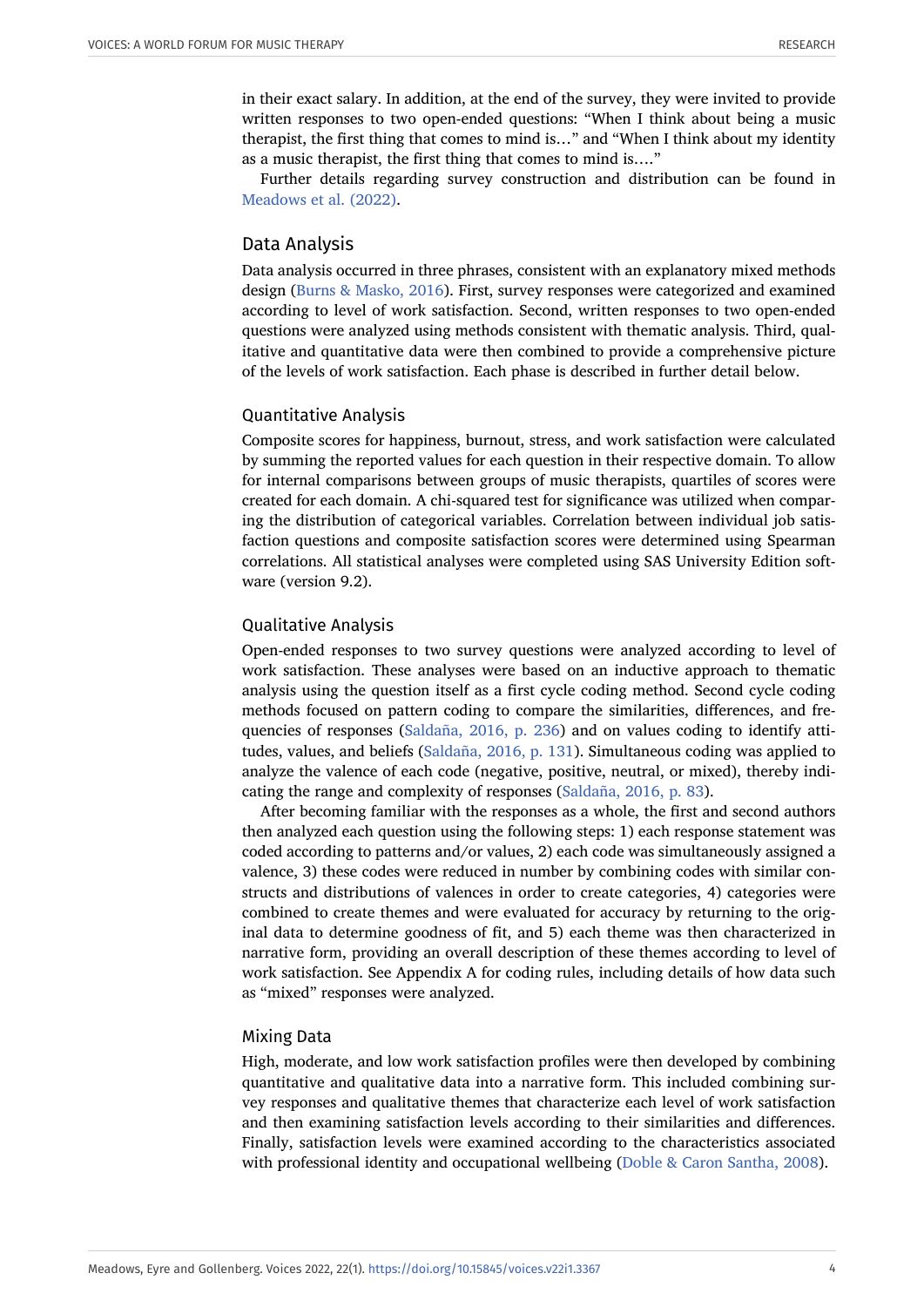in their exact salary. In addition, at the end of the survey, they were invited to provide written responses to two open-ended questions: "When I think about being a music therapist, the first thing that comes to mind is…" and "When I think about my identity as a music therapist, the first thing that comes to mind is…."

Further details regarding survey construction and distribution can be found in Meadows et al. (2022).

## Data Analysis

Data analysis occurred in three phrases, consistent with an explanatory mixed methods design (Burns & Masko, 2016). First, survey responses were categorized and examined according to level of work satisfaction. Second, written responses to two open-ended questions were analyzed using methods consistent with thematic analysis. Third, qualitative and quantitative data were then combined to provide a comprehensive picture of the levels of work satisfaction. Each phase is described in further detail below.

### Quantitative Analysis

Composite scores for happiness, burnout, stress, and work satisfaction were calculated by summing the reported values for each question in their respective domain. To allow for internal comparisons between groups of music therapists, quartiles of scores were created for each domain. A chi-squared test for significance was utilized when comparing the distribution of categorical variables. Correlation between individual job satisfaction questions and composite satisfaction scores were determined using Spearman correlations. All statistical analyses were completed using SAS University Edition software (version 9.2).

### Qualitative Analysis

Open-ended responses to two survey questions were analyzed according to level of work satisfaction. These analyses were based on an inductive approach to thematic analysis using the question itself as a first cycle coding method. Second cycle coding methods focused on pattern coding to compare the similarities, differences, and frequencies of responses (Saldaña, 2016, p. 236) and on values coding to identify attitudes, values, and beliefs (Saldaña, 2016, p. 131). Simultaneous coding was applied to analyze the valence of each code (negative, positive, neutral, or mixed), thereby indicating the range and complexity of responses (Saldaña, 2016, p. 83).

After becoming familiar with the responses as a whole, the first and second authors then analyzed each question using the following steps: 1) each response statement was coded according to patterns and/or values, 2) each code was simultaneously assigned a valence, 3) these codes were reduced in number by combining codes with similar constructs and distributions of valences in order to create categories, 4) categories were combined to create themes and were evaluated for accuracy by returning to the original data to determine goodness of fit, and 5) each theme was then characterized in narrative form, providing an overall description of these themes according to level of work satisfaction. See Appendix A for coding rules, including details of how data such as "mixed" responses were analyzed.

### Mixing Data

High, moderate, and low work satisfaction profiles were then developed by combining quantitative and qualitative data into a narrative form. This included combining survey responses and qualitative themes that characterize each level of work satisfaction and then examining satisfaction levels according to their similarities and differences. Finally, satisfaction levels were examined according to the characteristics associated with professional identity and occupational wellbeing (Doble & Caron Santha, 2008).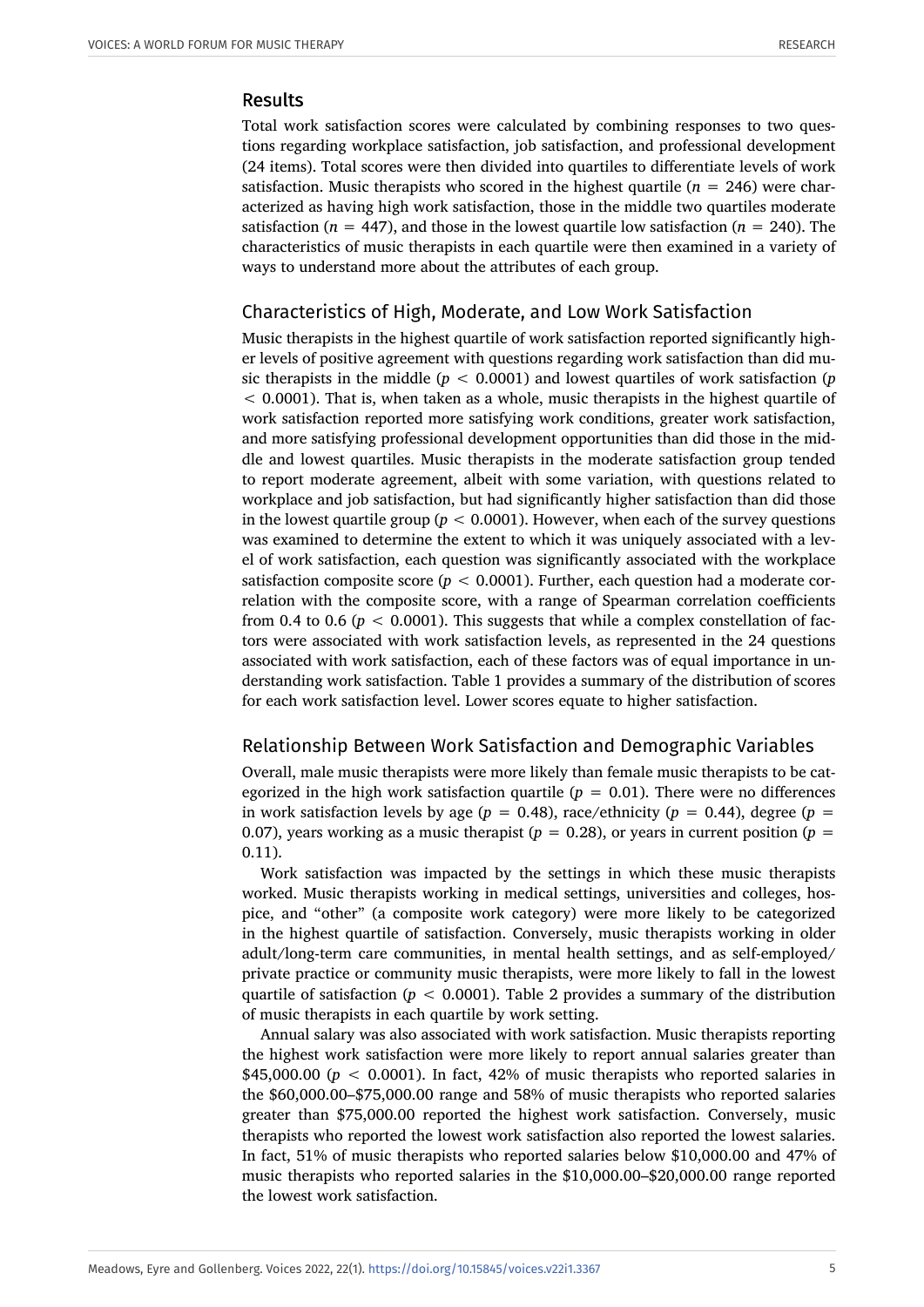## Results

Total work satisfaction scores were calculated by combining responses to two questions regarding workplace satisfaction, job satisfaction, and professional development (24 items). Total scores were then divided into quartiles to differentiate levels of work satisfaction. Music therapists who scored in the highest quartile ($n = 246$) were characterized as having high work satisfaction, those in the middle two quartiles moderate satisfaction ($n = 447$), and those in the lowest quartile low satisfaction ($n = 240$). The characteristics of music therapists in each quartile were then examined in a variety of ways to understand more about the attributes of each group.

### Characteristics of High, Moderate, and Low Work Satisfaction

Music therapists in the highest quartile of work satisfaction reported significantly higher levels of positive agreement with questions regarding work satisfaction than did music therapists in the middle ($p < 0.0001$) and lowest quartiles of work satisfaction ($p < 0.0001$). That is, when taken as a whole, music therapists in the highest quartile of work satisfaction reported more satisfying work conditions, greater work satisfaction, and more satisfying professional development opportunities than did those in the middle and lowest quartiles. Music therapists in the moderate satisfaction group tended to report moderate agreement, albeit with some variation, with questions related to workplace and job satisfaction, but had significantly higher satisfaction than did those in the lowest quartile group ($p < 0.0001$). However, when each of the survey questions was examined to determine the extent to which it was uniquely associated with a level of work satisfaction, each question was significantly associated with the workplace satisfaction composite score ($p < 0.0001$). Further, each question had a moderate correlation with the composite score, with a range of Spearman correlation coefficients from 0.4 to 0.6 ($p < 0.0001$). This suggests that while a complex constellation of factors were associated with work satisfaction levels, as represented in the 24 questions associated with work satisfaction, each of these factors was of equal importance in understanding work satisfaction. Table 1 provides a summary of the distribution of scores for each work satisfaction level. Lower scores equate to higher satisfaction.

### Relationship Between Work Satisfaction and Demographic Variables

Overall, male music therapists were more likely than female music therapists to be categorized in the high work satisfaction quartile ($p = 0.01$). There were no differences in work satisfaction levels by age ($p = 0.48$), race/ethnicity ($p = 0.44$), degree ($p = 0.07$), years working as a music therapist ($p = 0.28$), or years in current position ($p = 0.11$).

Work satisfaction was impacted by the settings in which these music therapists worked. Music therapists working in medical settings, universities and colleges, hospice, and "other" (a composite work category) were more likely to be categorized in the highest quartile of satisfaction. Conversely, music therapists working in older adult/long-term care communities, in mental health settings, and as self-employed/private practice or community music therapists, were more likely to fall in the lowest quartile of satisfaction ($p < 0.0001$). Table 2 provides a summary of the distribution of music therapists in each quartile by work setting.

Annual salary was also associated with work satisfaction. Music therapists reporting the highest work satisfaction were more likely to report annual salaries greater than $45,000.00 ($p < 0.0001$). In fact, 42% of music therapists who reported salaries in the $60,000.00–$75,000.00 range and 58% of music therapists who reported salaries greater than $75,000.00 reported the highest work satisfaction. Conversely, music therapists who reported the lowest work satisfaction also reported the lowest salaries. In fact, 51% of music therapists who reported salaries below $10,000.00 and 47% of music therapists who reported salaries in the $10,000.00–$20,000.00 range reported the lowest work satisfaction.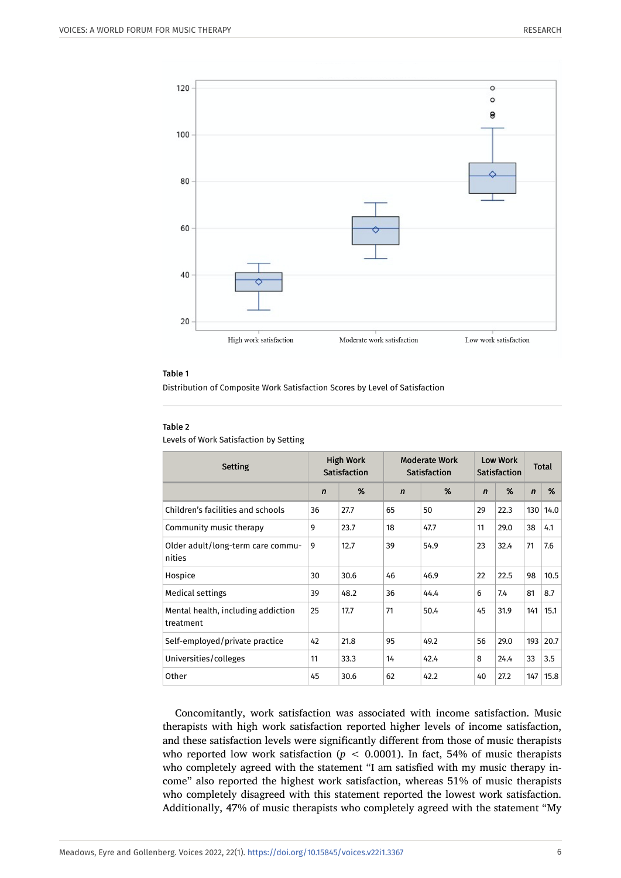**Table 1**

Distribution of Composite Work Satisfaction Scores by Level of Satisfaction

**Table 2**

Levels of Work Satisfaction by Setting

| Setting | High Work Satisfaction | | Moderate Work Satisfaction | | Low Work Satisfaction | | Total | |
|---|---|---|---|---|---|---|---|---|
| | *n* | % | *n* | % | *n* | % | *n* | % |
| Children's facilities and schools | 36 | 27.7 | 65 | 50 | 29 | 22.3 | 130 | 14.0 |
| Community music therapy | 9 | 23.7 | 18 | 47.7 | 11 | 29.0 | 38 | 4.1 |
| Older adult/long-term care communities | 9 | 12.7 | 39 | 54.9 | 23 | 32.4 | 71 | 7.6 |
| Hospice | 30 | 30.6 | 46 | 46.9 | 22 | 22.5 | 98 | 10.5 |
| Medical settings | 39 | 48.2 | 36 | 44.4 | 6 | 7.4 | 81 | 8.7 |
| Mental health, including addiction treatment | 25 | 17.7 | 71 | 50.4 | 45 | 31.9 | 141 | 15.1 |
| Self-employed/private practice | 42 | 21.8 | 95 | 49.2 | 56 | 29.0 | 193 | 20.7 |
| Universities/colleges | 11 | 33.3 | 14 | 42.4 | 8 | 24.4 | 33 | 3.5 |
| Other | 45 | 30.6 | 62 | 42.2 | 40 | 27.2 | 147 | 15.8 |

Concomitantly, work satisfaction was associated with income satisfaction. Music therapists with high work satisfaction reported higher levels of income satisfaction, and these satisfaction levels were significantly different from those of music therapists who reported low work satisfaction ($p < 0.0001$). In fact, 54% of music therapists who completely agreed with the statement "I am satisfied with my music therapy income" also reported the highest work satisfaction, whereas 51% of music therapists who completely disagreed with this statement reported the lowest work satisfaction. Additionally, 47% of music therapists who completely agreed with the statement "My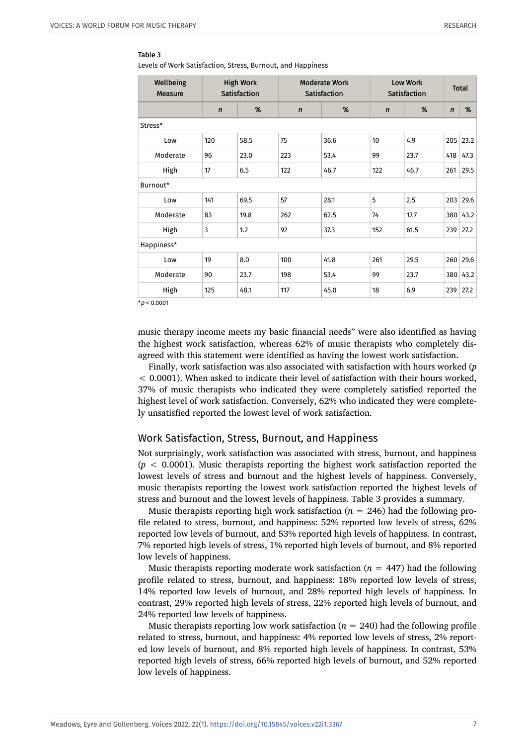**Table 3**
Levels of Work Satisfaction, Stress, Burnout, and Happiness

| Wellbeing Measure | High Work Satisfaction | | Moderate Work Satisfaction | | Low Work Satisfaction | | Total | |
|---|---|---|---|---|---|---|---|---|
| | *n* | % | *n* | % | *n* | % | *n* | % |
| Stress* | | | | | | | | |
| Low | 120 | 58.5 | 75 | 36.6 | 10 | 4.9 | 205 | 23.2 |
| Moderate | 96 | 23.0 | 223 | 53.4 | 99 | 23.7 | 418 | 47.3 |
| High | 17 | 6.5 | 122 | 46.7 | 122 | 46.7 | 261 | 29.5 |
| Burnout* | | | | | | | | |
| Low | 141 | 69.5 | 57 | 28.1 | 5 | 2.5 | 203 | 29.6 |
| Moderate | 83 | 19.8 | 262 | 62.5 | 74 | 17.7 | 380 | 43.2 |
| High | 3 | 1.2 | 92 | 37.3 | 152 | 61.5 | 239 | 27.2 |
| Happiness* | | | | | | | | |
| Low | 19 | 8.0 | 100 | 41.8 | 261 | 29.5 | 260 | 29.6 |
| Moderate | 90 | 23.7 | 198 | 53.4 | 99 | 23.7 | 380 | 43.2 |
| High | 125 | 48.1 | 117 | 45.0 | 18 | 6.9 | 239 | 27.2 |

\* $p < 0.0001$

music therapy income meets my basic financial needs" were also identified as having the highest work satisfaction, whereas 62% of music therapists who completely disagreed with this statement were identified as having the lowest work satisfaction.

Finally, work satisfaction was also associated with satisfaction with hours worked ($p < 0.0001$). When asked to indicate their level of satisfaction with their hours worked, 37% of music therapists who indicated they were completely satisfied reported the highest level of work satisfaction. Conversely, 62% who indicated they were completely unsatisfied reported the lowest level of work satisfaction.

## Work Satisfaction, Stress, Burnout, and Happiness

Not surprisingly, work satisfaction was associated with stress, burnout, and happiness ($p < 0.0001$). Music therapists reporting the highest work satisfaction reported the lowest levels of stress and burnout and the highest levels of happiness. Conversely, music therapists reporting the lowest work satisfaction reported the highest levels of stress and burnout and the lowest levels of happiness. Table 3 provides a summary.

Music therapists reporting high work satisfaction ($n = 246$) had the following profile related to stress, burnout, and happiness: 52% reported low levels of stress, 62% reported low levels of burnout, and 53% reported high levels of happiness. In contrast, 7% reported high levels of stress, 1% reported high levels of burnout, and 8% reported low levels of happiness.

Music therapists reporting moderate work satisfaction ($n = 447$) had the following profile related to stress, burnout, and happiness: 18% reported low levels of stress, 14% reported low levels of burnout, and 28% reported high levels of happiness. In contrast, 29% reported high levels of stress, 22% reported high levels of burnout, and 24% reported low levels of happiness.

Music therapists reporting low work satisfaction ($n = 240$) had the following profile related to stress, burnout, and happiness: 4% reported low levels of stress, 2% reported low levels of burnout, and 8% reported high levels of happiness. In contrast, 53% reported high levels of stress, 66% reported high levels of burnout, and 52% reported low levels of happiness.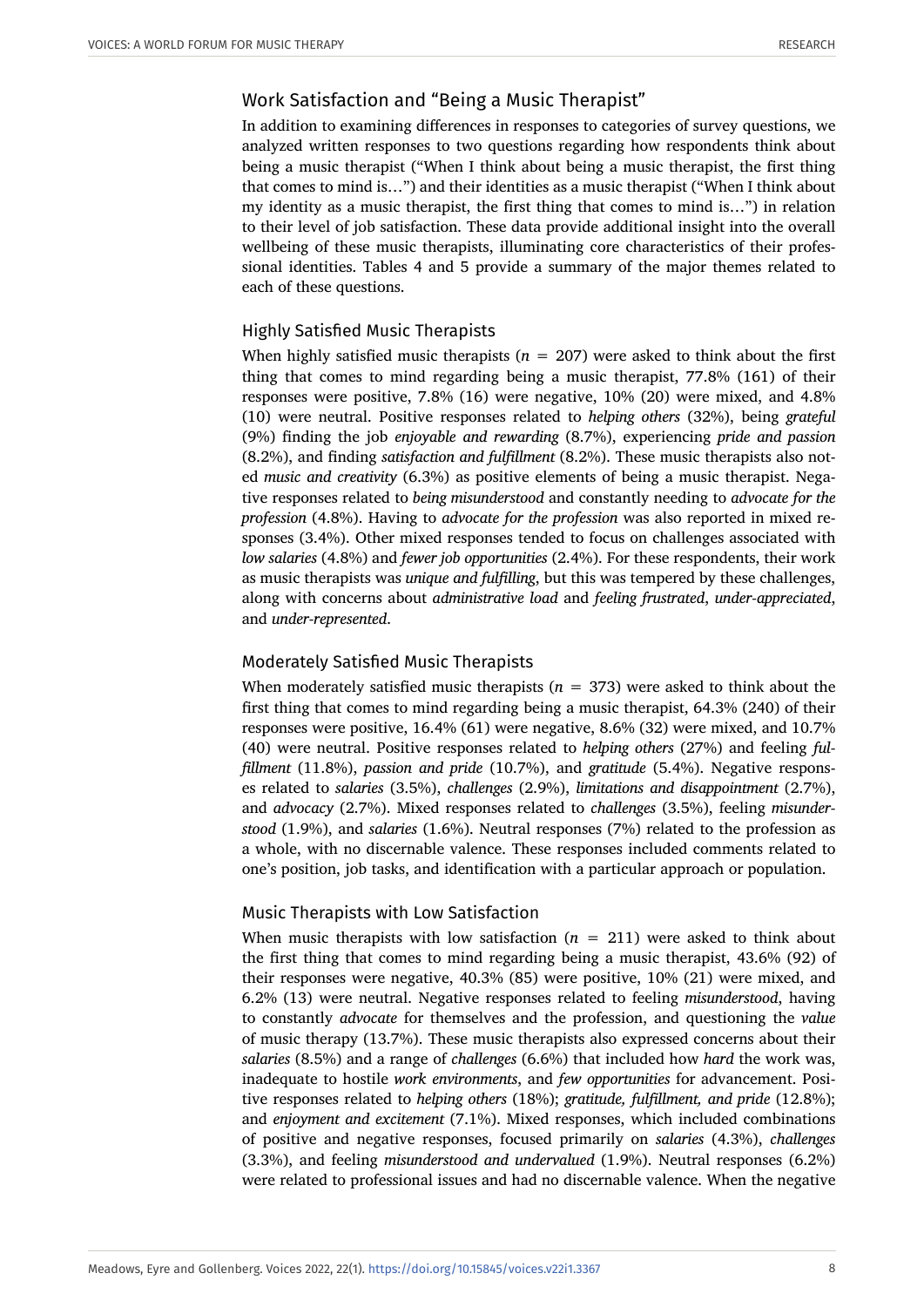## Work Satisfaction and "Being a Music Therapist"

In addition to examining differences in responses to categories of survey questions, we analyzed written responses to two questions regarding how respondents think about being a music therapist ("When I think about being a music therapist, the first thing that comes to mind is…") and their identities as a music therapist ("When I think about my identity as a music therapist, the first thing that comes to mind is…") in relation to their level of job satisfaction. These data provide additional insight into the overall wellbeing of these music therapists, illuminating core characteristics of their professional identities. Tables 4 and 5 provide a summary of the major themes related to each of these questions.

### Highly Satisfied Music Therapists

When highly satisfied music therapists ($n = 207$) were asked to think about the first thing that comes to mind regarding being a music therapist, 77.8% (161) of their responses were positive, 7.8% (16) were negative, 10% (20) were mixed, and 4.8% (10) were neutral. Positive responses related to *helping others* (32%), being *grateful* (9%) finding the job *enjoyable and rewarding* (8.7%), experiencing *pride and passion* (8.2%), and finding *satisfaction and fulfillment* (8.2%). These music therapists also noted *music and creativity* (6.3%) as positive elements of being a music therapist. Negative responses related to *being misunderstood* and constantly needing to *advocate for the profession* (4.8%). Having to *advocate for the profession* was also reported in mixed responses (3.4%). Other mixed responses tended to focus on challenges associated with *low salaries* (4.8%) and *fewer job opportunities* (2.4%). For these respondents, their work as music therapists was *unique and fulfilling*, but this was tempered by these challenges, along with concerns about *administrative load* and *feeling frustrated*, *under-appreciated*, and *under-represented*.

### Moderately Satisfied Music Therapists

When moderately satisfied music therapists ($n = 373$) were asked to think about the first thing that comes to mind regarding being a music therapist, 64.3% (240) of their responses were positive, 16.4% (61) were negative, 8.6% (32) were mixed, and 10.7% (40) were neutral. Positive responses related to *helping others* (27%) and feeling *fulfillment* (11.8%), *passion and pride* (10.7%), and *gratitude* (5.4%). Negative responses related to *salaries* (3.5%), *challenges* (2.9%), *limitations and disappointment* (2.7%), and *advocacy* (2.7%). Mixed responses related to *challenges* (3.5%), feeling *misunderstood* (1.9%), and *salaries* (1.6%). Neutral responses (7%) related to the profession as a whole, with no discernable valence. These responses included comments related to one's position, job tasks, and identification with a particular approach or population.

### Music Therapists with Low Satisfaction

When music therapists with low satisfaction ($n = 211$) were asked to think about the first thing that comes to mind regarding being a music therapist, 43.6% (92) of their responses were negative, 40.3% (85) were positive, 10% (21) were mixed, and 6.2% (13) were neutral. Negative responses related to feeling *misunderstood*, having to constantly *advocate* for themselves and the profession, and questioning the *value* of music therapy (13.7%). These music therapists also expressed concerns about their *salaries* (8.5%) and a range of *challenges* (6.6%) that included how *hard* the work was, inadequate to hostile *work environments*, and *few opportunities* for advancement. Positive responses related to *helping others* (18%); *gratitude, fulfillment, and pride* (12.8%); and *enjoyment and excitement* (7.1%). Mixed responses, which included combinations of positive and negative responses, focused primarily on *salaries* (4.3%), *challenges* (3.3%), and feeling *misunderstood and undervalued* (1.9%). Neutral responses (6.2%) were related to professional issues and had no discernable valence. When the negative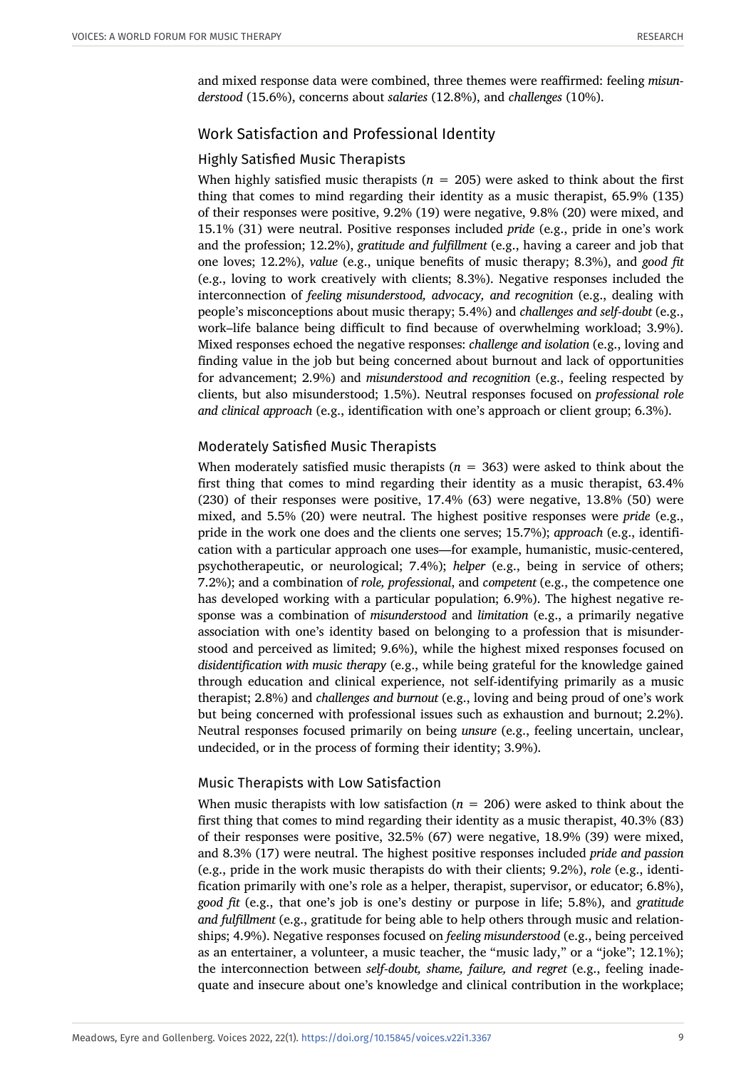and mixed response data were combined, three themes were reaffirmed: feeling *misunderstood* (15.6%), concerns about *salaries* (12.8%), and *challenges* (10%).

## Work Satisfaction and Professional Identity

### Highly Satisfied Music Therapists

When highly satisfied music therapists ($n = 205$) were asked to think about the first thing that comes to mind regarding their identity as a music therapist, 65.9% (135) of their responses were positive, 9.2% (19) were negative, 9.8% (20) were mixed, and 15.1% (31) were neutral. Positive responses included *pride* (e.g., pride in one's work and the profession; 12.2%), *gratitude and fulfillment* (e.g., having a career and job that one loves; 12.2%), *value* (e.g., unique benefits of music therapy; 8.3%), and *good fit* (e.g., loving to work creatively with clients; 8.3%). Negative responses included the interconnection of *feeling misunderstood, advocacy, and recognition* (e.g., dealing with people's misconceptions about music therapy; 5.4%) and *challenges and self-doubt* (e.g., work–life balance being difficult to find because of overwhelming workload; 3.9%). Mixed responses echoed the negative responses: *challenge and isolation* (e.g., loving and finding value in the job but being concerned about burnout and lack of opportunities for advancement; 2.9%) and *misunderstood and recognition* (e.g., feeling respected by clients, but also misunderstood; 1.5%). Neutral responses focused on *professional role and clinical approach* (e.g., identification with one's approach or client group; 6.3%).

### Moderately Satisfied Music Therapists

When moderately satisfied music therapists ($n = 363$) were asked to think about the first thing that comes to mind regarding their identity as a music therapist, 63.4% (230) of their responses were positive, 17.4% (63) were negative, 13.8% (50) were mixed, and 5.5% (20) were neutral. The highest positive responses were *pride* (e.g., pride in the work one does and the clients one serves; 15.7%); *approach* (e.g., identification with a particular approach one uses—for example, humanistic, music-centered, psychotherapeutic, or neurological; 7.4%); *helper* (e.g., being in service of others; 7.2%); and a combination of *role, professional*, and *competent* (e.g., the competence one has developed working with a particular population; 6.9%). The highest negative response was a combination of *misunderstood* and *limitation* (e.g., a primarily negative association with one's identity based on belonging to a profession that is misunderstood and perceived as limited; 9.6%), while the highest mixed responses focused on *disidentification with music therapy* (e.g., while being grateful for the knowledge gained through education and clinical experience, not self-identifying primarily as a music therapist; 2.8%) and *challenges and burnout* (e.g., loving and being proud of one's work but being concerned with professional issues such as exhaustion and burnout; 2.2%). Neutral responses focused primarily on being *unsure* (e.g., feeling uncertain, unclear, undecided, or in the process of forming their identity; 3.9%).

### Music Therapists with Low Satisfaction

When music therapists with low satisfaction ($n = 206$) were asked to think about the first thing that comes to mind regarding their identity as a music therapist, 40.3% (83) of their responses were positive, 32.5% (67) were negative, 18.9% (39) were mixed, and 8.3% (17) were neutral. The highest positive responses included *pride and passion* (e.g., pride in the work music therapists do with their clients; 9.2%), *role* (e.g., identification primarily with one's role as a helper, therapist, supervisor, or educator; 6.8%), *good fit* (e.g., that one's job is one's destiny or purpose in life; 5.8%), and *gratitude and fulfillment* (e.g., gratitude for being able to help others through music and relationships; 4.9%). Negative responses focused on *feeling misunderstood* (e.g., being perceived as an entertainer, a volunteer, a music teacher, the "music lady," or a "joke"; 12.1%); the interconnection between *self-doubt, shame, failure, and regret* (e.g., feeling inadequate and insecure about one's knowledge and clinical contribution in the workplace;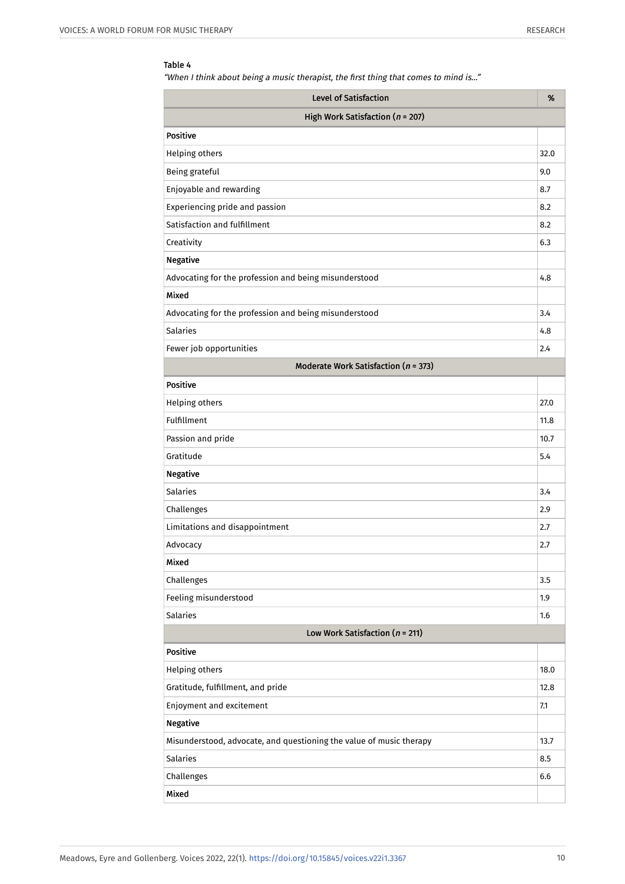**Table 4**

*"When I think about being a music therapist, the first thing that comes to mind is..."*

| Level of Satisfaction | % |
|---|---|
| High Work Satisfaction (*n* = 207) | |
| **Positive** | |
| Helping others | 32.0 |
| Being grateful | 9.0 |
| Enjoyable and rewarding | 8.7 |
| Experiencing pride and passion | 8.2 |
| Satisfaction and fulfillment | 8.2 |
| Creativity | 6.3 |
| **Negative** | |
| Advocating for the profession and being misunderstood | 4.8 |
| **Mixed** | |
| Advocating for the profession and being misunderstood | 3.4 |
| Salaries | 4.8 |
| Fewer job opportunities | 2.4 |
| Moderate Work Satisfaction (*n* = 373) | |
| **Positive** | |
| Helping others | 27.0 |
| Fulfillment | 11.8 |
| Passion and pride | 10.7 |
| Gratitude | 5.4 |
| **Negative** | |
| Salaries | 3.4 |
| Challenges | 2.9 |
| Limitations and disappointment | 2.7 |
| Advocacy | 2.7 |
| **Mixed** | |
| Challenges | 3.5 |
| Feeling misunderstood | 1.9 |
| Salaries | 1.6 |
| Low Work Satisfaction (*n* = 211) | |
| **Positive** | |
| Helping others | 18.0 |
| Gratitude, fulfillment, and pride | 12.8 |
| Enjoyment and excitement | 7.1 |
| **Negative** | |
| Misunderstood, advocate, and questioning the value of music therapy | 13.7 |
| Salaries | 8.5 |
| Challenges | 6.6 |
| **Mixed** | |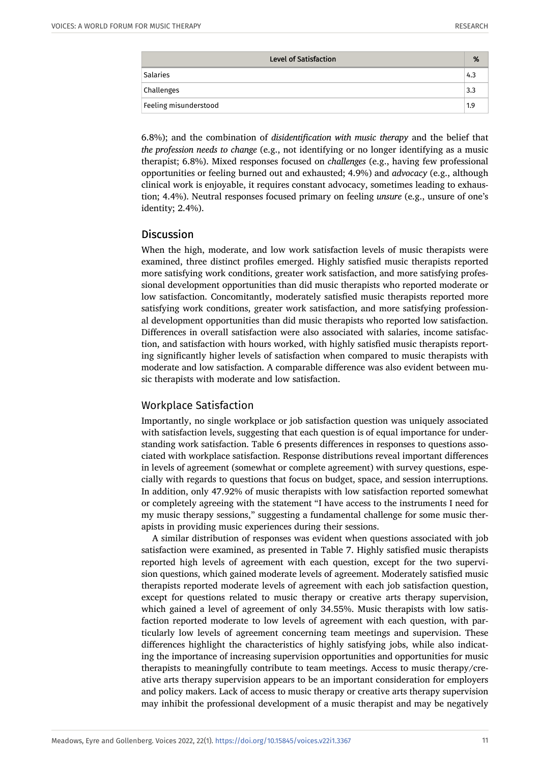| Level of Satisfaction | % |
|---|---|
| Salaries | 4.3 |
| Challenges | 3.3 |
| Feeling misunderstood | 1.9 |

6.8%); and the combination of *disidentification with music therapy* and the belief that *the profession needs to change* (e.g., not identifying or no longer identifying as a music therapist; 6.8%). Mixed responses focused on *challenges* (e.g., having few professional opportunities or feeling burned out and exhausted; 4.9%) and *advocacy* (e.g., although clinical work is enjoyable, it requires constant advocacy, sometimes leading to exhaustion; 4.4%). Neutral responses focused primary on feeling *unsure* (e.g., unsure of one's identity; 2.4%).

## Discussion

When the high, moderate, and low work satisfaction levels of music therapists were examined, three distinct profiles emerged. Highly satisfied music therapists reported more satisfying work conditions, greater work satisfaction, and more satisfying professional development opportunities than did music therapists who reported moderate or low satisfaction. Concomitantly, moderately satisfied music therapists reported more satisfying work conditions, greater work satisfaction, and more satisfying professional development opportunities than did music therapists who reported low satisfaction. Differences in overall satisfaction were also associated with salaries, income satisfaction, and satisfaction with hours worked, with highly satisfied music therapists reporting significantly higher levels of satisfaction when compared to music therapists with moderate and low satisfaction. A comparable difference was also evident between music therapists with moderate and low satisfaction.

## Workplace Satisfaction

Importantly, no single workplace or job satisfaction question was uniquely associated with satisfaction levels, suggesting that each question is of equal importance for understanding work satisfaction. Table 6 presents differences in responses to questions associated with workplace satisfaction. Response distributions reveal important differences in levels of agreement (somewhat or complete agreement) with survey questions, especially with regards to questions that focus on budget, space, and session interruptions. In addition, only 47.92% of music therapists with low satisfaction reported somewhat or completely agreeing with the statement "I have access to the instruments I need for my music therapy sessions," suggesting a fundamental challenge for some music therapists in providing music experiences during their sessions.

A similar distribution of responses was evident when questions associated with job satisfaction were examined, as presented in Table 7. Highly satisfied music therapists reported high levels of agreement with each question, except for the two supervision questions, which gained moderate levels of agreement. Moderately satisfied music therapists reported moderate levels of agreement with each job satisfaction question, except for questions related to music therapy or creative arts therapy supervision, which gained a level of agreement of only 34.55%. Music therapists with low satisfaction reported moderate to low levels of agreement with each question, with particularly low levels of agreement concerning team meetings and supervision. These differences highlight the characteristics of highly satisfying jobs, while also indicating the importance of increasing supervision opportunities and opportunities for music therapists to meaningfully contribute to team meetings. Access to music therapy/creative arts therapy supervision appears to be an important consideration for employers and policy makers. Lack of access to music therapy or creative arts therapy supervision may inhibit the professional development of a music therapist and may be negatively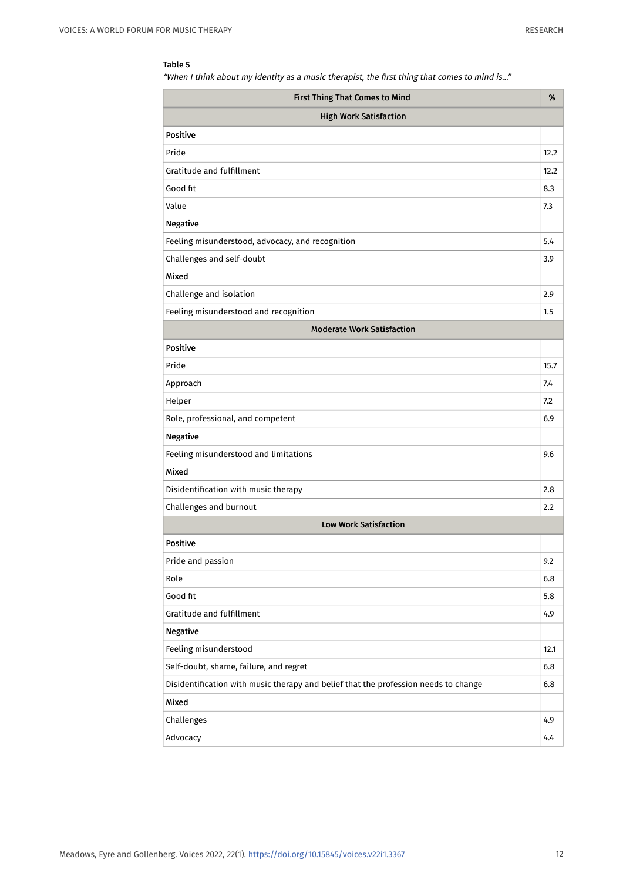**Table 5**

*"When I think about my identity as a music therapist, the first thing that comes to mind is..."*

| First Thing That Comes to Mind | % |
|---|---|
| **High Work Satisfaction** | |
| **Positive** | |
| Pride | 12.2 |
| Gratitude and fulfillment | 12.2 |
| Good fit | 8.3 |
| Value | 7.3 |
| **Negative** | |
| Feeling misunderstood, advocacy, and recognition | 5.4 |
| Challenges and self-doubt | 3.9 |
| **Mixed** | |
| Challenge and isolation | 2.9 |
| Feeling misunderstood and recognition | 1.5 |
| **Moderate Work Satisfaction** | |
| **Positive** | |
| Pride | 15.7 |
| Approach | 7.4 |
| Helper | 7.2 |
| Role, professional, and competent | 6.9 |
| **Negative** | |
| Feeling misunderstood and limitations | 9.6 |
| **Mixed** | |
| Disidentification with music therapy | 2.8 |
| Challenges and burnout | 2.2 |
| **Low Work Satisfaction** | |
| **Positive** | |
| Pride and passion | 9.2 |
| Role | 6.8 |
| Good fit | 5.8 |
| Gratitude and fulfillment | 4.9 |
| **Negative** | |
| Feeling misunderstood | 12.1 |
| Self-doubt, shame, failure, and regret | 6.8 |
| Disidentification with music therapy and belief that the profession needs to change | 6.8 |
| **Mixed** | |
| Challenges | 4.9 |
| Advocacy | 4.4 |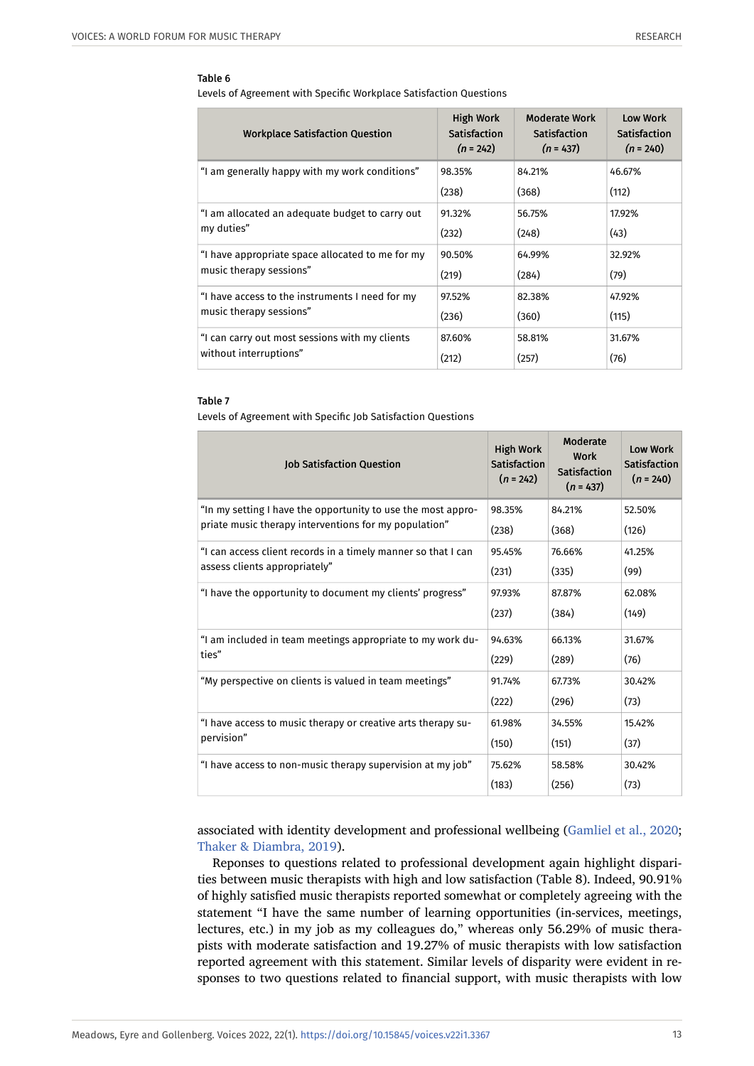**Table 6**

Levels of Agreement with Specific Workplace Satisfaction Questions

| Workplace Satisfaction Question | High Work Satisfaction (*n* = 242) | Moderate Work Satisfaction (*n* = 437) | Low Work Satisfaction (*n* = 240) |
|---|---|---|---|
| "I am generally happy with my work conditions" | 98.35% (238) | 84.21% (368) | 46.67% (112) |
| "I am allocated an adequate budget to carry out my duties" | 91.32% (232) | 56.75% (248) | 17.92% (43) |
| "I have appropriate space allocated to me for my music therapy sessions" | 90.50% (219) | 64.99% (284) | 32.92% (79) |
| "I have access to the instruments I need for my music therapy sessions" | 97.52% (236) | 82.38% (360) | 47.92% (115) |
| "I can carry out most sessions with my clients without interruptions" | 87.60% (212) | 58.81% (257) | 31.67% (76) |

**Table 7**

Levels of Agreement with Specific Job Satisfaction Questions

| Job Satisfaction Question | High Work Satisfaction (*n* = 242) | Moderate Work Satisfaction (*n* = 437) | Low Work Satisfaction (*n* = 240) |
|---|---|---|---|
| "In my setting I have the opportunity to use the most appropriate music therapy interventions for my population" | 98.35% (238) | 84.21% (368) | 52.50% (126) |
| "I can access client records in a timely manner so that I can assess clients appropriately" | 95.45% (231) | 76.66% (335) | 41.25% (99) |
| "I have the opportunity to document my clients' progress" | 97.93% (237) | 87.87% (384) | 62.08% (149) |
| "I am included in team meetings appropriate to my work duties" | 94.63% (229) | 66.13% (289) | 31.67% (76) |
| "My perspective on clients is valued in team meetings" | 91.74% (222) | 67.73% (296) | 30.42% (73) |
| "I have access to music therapy or creative arts therapy supervision" | 61.98% (150) | 34.55% (151) | 15.42% (37) |
| "I have access to non-music therapy supervision at my job" | 75.62% (183) | 58.58% (256) | 30.42% (73) |

associated with identity development and professional wellbeing (Gamliel et al., 2020; Thaker & Diambra, 2019).

Reponses to questions related to professional development again highlight disparities between music therapists with high and low satisfaction (Table 8). Indeed, 90.91% of highly satisfied music therapists reported somewhat or completely agreeing with the statement "I have the same number of learning opportunities (in-services, meetings, lectures, etc.) in my job as my colleagues do," whereas only 56.29% of music therapists with moderate satisfaction and 19.27% of music therapists with low satisfaction reported agreement with this statement. Similar levels of disparity were evident in responses to two questions related to financial support, with music therapists with low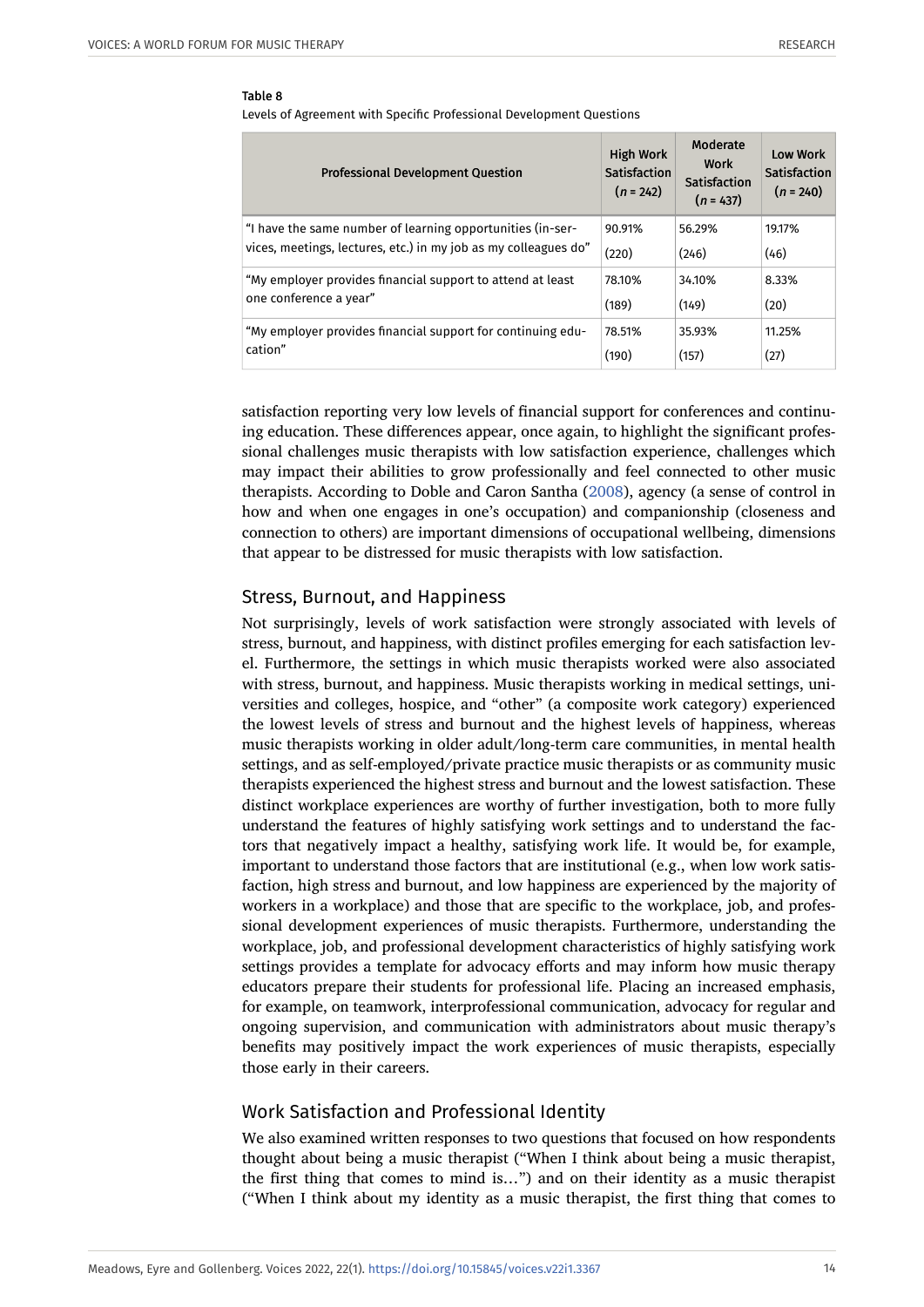**Table 8**

Levels of Agreement with Specific Professional Development Questions

| Professional Development Question | High Work Satisfaction (*n* = 242) | Moderate Work Satisfaction (*n* = 437) | Low Work Satisfaction (*n* = 240) |
|---|---|---|---|
| "I have the same number of learning opportunities (in-services, meetings, lectures, etc.) in my job as my colleagues do" | 90.91% (220) | 56.29% (246) | 19.17% (46) |
| "My employer provides financial support to attend at least one conference a year" | 78.10% (189) | 34.10% (149) | 8.33% (20) |
| "My employer provides financial support for continuing education" | 78.51% (190) | 35.93% (157) | 11.25% (27) |

satisfaction reporting very low levels of financial support for conferences and continuing education. These differences appear, once again, to highlight the significant professional challenges music therapists with low satisfaction experience, challenges which may impact their abilities to grow professionally and feel connected to other music therapists. According to Doble and Caron Santha (2008), agency (a sense of control in how and when one engages in one's occupation) and companionship (closeness and connection to others) are important dimensions of occupational wellbeing, dimensions that appear to be distressed for music therapists with low satisfaction.

## Stress, Burnout, and Happiness

Not surprisingly, levels of work satisfaction were strongly associated with levels of stress, burnout, and happiness, with distinct profiles emerging for each satisfaction level. Furthermore, the settings in which music therapists worked were also associated with stress, burnout, and happiness. Music therapists working in medical settings, universities and colleges, hospice, and "other" (a composite work category) experienced the lowest levels of stress and burnout and the highest levels of happiness, whereas music therapists working in older adult/long-term care communities, in mental health settings, and as self-employed/private practice music therapists or as community music therapists experienced the highest stress and burnout and the lowest satisfaction. These distinct workplace experiences are worthy of further investigation, both to more fully understand the features of highly satisfying work settings and to understand the factors that negatively impact a healthy, satisfying work life. It would be, for example, important to understand those factors that are institutional (e.g., when low work satisfaction, high stress and burnout, and low happiness are experienced by the majority of workers in a workplace) and those that are specific to the workplace, job, and professional development experiences of music therapists. Furthermore, understanding the workplace, job, and professional development characteristics of highly satisfying work settings provides a template for advocacy efforts and may inform how music therapy educators prepare their students for professional life. Placing an increased emphasis, for example, on teamwork, interprofessional communication, advocacy for regular and ongoing supervision, and communication with administrators about music therapy's benefits may positively impact the work experiences of music therapists, especially those early in their careers.

## Work Satisfaction and Professional Identity

We also examined written responses to two questions that focused on how respondents thought about being a music therapist ("When I think about being a music therapist, the first thing that comes to mind is…") and on their identity as a music therapist ("When I think about my identity as a music therapist, the first thing that comes to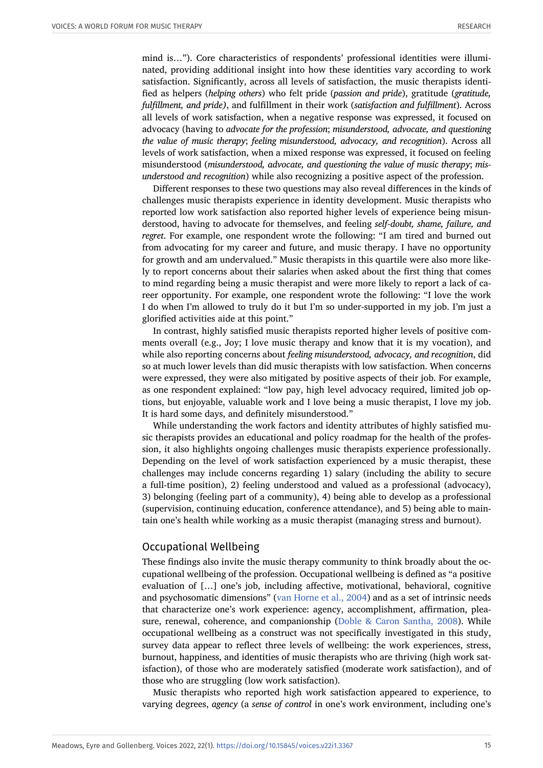mind is…"). Core characteristics of respondents' professional identities were illuminated, providing additional insight into how these identities vary according to work satisfaction. Significantly, across all levels of satisfaction, the music therapists identified as helpers (*helping others*) who felt pride (*passion and pride*), gratitude (*gratitude, fulfillment, and pride)*, and fulfillment in their work (*satisfaction and fulfillment*). Across all levels of work satisfaction, when a negative response was expressed, it focused on advocacy (having to *advocate for the profession*; *misunderstood, advocate, and questioning the value of music therapy*; *feeling misunderstood, advocacy, and recognition*). Across all levels of work satisfaction, when a mixed response was expressed, it focused on feeling misunderstood (*misunderstood, advocate, and questioning the value of music therapy*; *misunderstood and recognition*) while also recognizing a positive aspect of the profession.

Different responses to these two questions may also reveal differences in the kinds of challenges music therapists experience in identity development. Music therapists who reported low work satisfaction also reported higher levels of experience being misunderstood, having to advocate for themselves, and feeling *self-doubt, shame, failure, and regret*. For example, one respondent wrote the following: "I am tired and burned out from advocating for my career and future, and music therapy. I have no opportunity for growth and am undervalued." Music therapists in this quartile were also more likely to report concerns about their salaries when asked about the first thing that comes to mind regarding being a music therapist and were more likely to report a lack of career opportunity. For example, one respondent wrote the following: "I love the work I do when I'm allowed to truly do it but I'm so under-supported in my job. I'm just a glorified activities aide at this point."

In contrast, highly satisfied music therapists reported higher levels of positive comments overall (e.g., Joy; I love music therapy and know that it is my vocation), and while also reporting concerns about *feeling misunderstood, advocacy, and recognition*, did so at much lower levels than did music therapists with low satisfaction. When concerns were expressed, they were also mitigated by positive aspects of their job. For example, as one respondent explained: "low pay, high level advocacy required, limited job options, but enjoyable, valuable work and I love being a music therapist, I love my job. It is hard some days, and definitely misunderstood."

While understanding the work factors and identity attributes of highly satisfied music therapists provides an educational and policy roadmap for the health of the profession, it also highlights ongoing challenges music therapists experience professionally. Depending on the level of work satisfaction experienced by a music therapist, these challenges may include concerns regarding 1) salary (including the ability to secure a full-time position), 2) feeling understood and valued as a professional (advocacy), 3) belonging (feeling part of a community), 4) being able to develop as a professional (supervision, continuing education, conference attendance), and 5) being able to maintain one's health while working as a music therapist (managing stress and burnout).

## Occupational Wellbeing

These findings also invite the music therapy community to think broadly about the occupational wellbeing of the profession. Occupational wellbeing is defined as "a positive evaluation of […] one's job, including affective, motivational, behavioral, cognitive and psychosomatic dimensions" (van Horne et al., 2004) and as a set of intrinsic needs that characterize one's work experience: agency, accomplishment, affirmation, pleasure, renewal, coherence, and companionship (Doble & Caron Santha, 2008). While occupational wellbeing as a construct was not specifically investigated in this study, survey data appear to reflect three levels of wellbeing: the work experiences, stress, burnout, happiness, and identities of music therapists who are thriving (high work satisfaction), of those who are moderately satisfied (moderate work satisfaction), and of those who are struggling (low work satisfaction).

Music therapists who reported high work satisfaction appeared to experience, to varying degrees, *agency* (a *sense of control* in one's work environment, including one's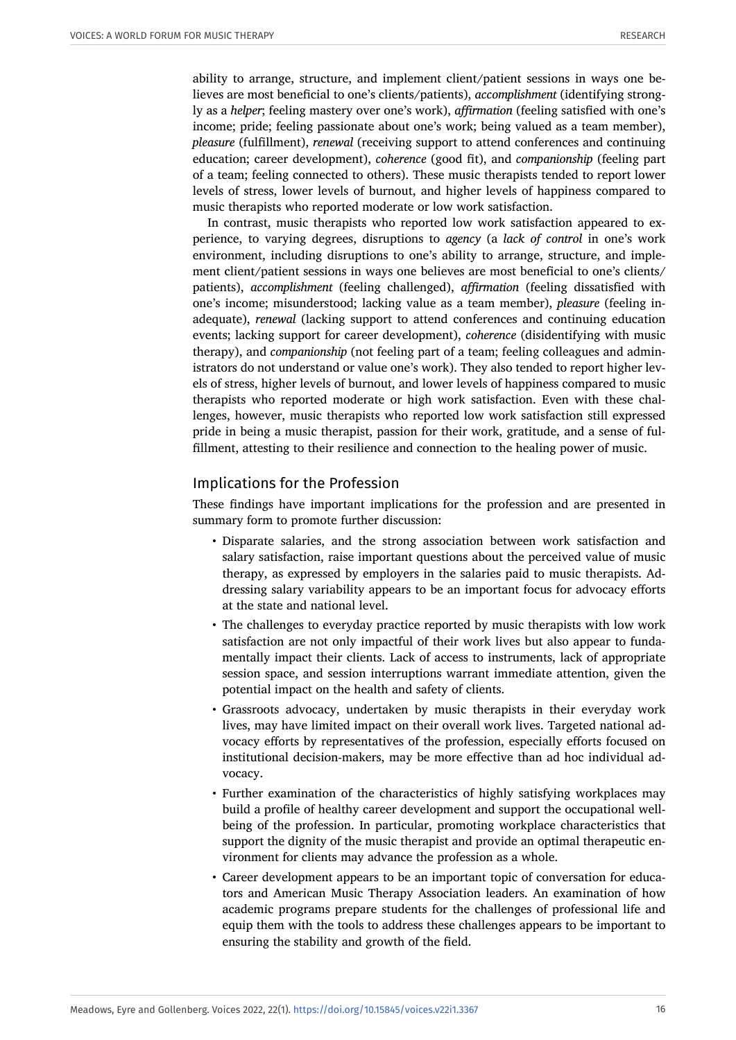ability to arrange, structure, and implement client/patient sessions in ways one believes are most beneficial to one's clients/patients), *accomplishment* (identifying strongly as a *helper*; feeling mastery over one's work), *affirmation* (feeling satisfied with one's income; pride; feeling passionate about one's work; being valued as a team member), *pleasure* (fulfillment), *renewal* (receiving support to attend conferences and continuing education; career development), *coherence* (good fit), and *companionship* (feeling part of a team; feeling connected to others). These music therapists tended to report lower levels of stress, lower levels of burnout, and higher levels of happiness compared to music therapists who reported moderate or low work satisfaction.

In contrast, music therapists who reported low work satisfaction appeared to experience, to varying degrees, disruptions to *agency* (a *lack of control* in one's work environment, including disruptions to one's ability to arrange, structure, and implement client/patient sessions in ways one believes are most beneficial to one's clients/patients), *accomplishment* (feeling challenged), *affirmation* (feeling dissatisfied with one's income; misunderstood; lacking value as a team member), *pleasure* (feeling inadequate), *renewal* (lacking support to attend conferences and continuing education events; lacking support for career development), *coherence* (disidentifying with music therapy), and *companionship* (not feeling part of a team; feeling colleagues and administrators do not understand or value one's work). They also tended to report higher levels of stress, higher levels of burnout, and lower levels of happiness compared to music therapists who reported moderate or high work satisfaction. Even with these challenges, however, music therapists who reported low work satisfaction still expressed pride in being a music therapist, passion for their work, gratitude, and a sense of fulfillment, attesting to their resilience and connection to the healing power of music.

## Implications for the Profession

These findings have important implications for the profession and are presented in summary form to promote further discussion:

- Disparate salaries, and the strong association between work satisfaction and salary satisfaction, raise important questions about the perceived value of music therapy, as expressed by employers in the salaries paid to music therapists. Addressing salary variability appears to be an important focus for advocacy efforts at the state and national level.
- The challenges to everyday practice reported by music therapists with low work satisfaction are not only impactful of their work lives but also appear to fundamentally impact their clients. Lack of access to instruments, lack of appropriate session space, and session interruptions warrant immediate attention, given the potential impact on the health and safety of clients.
- Grassroots advocacy, undertaken by music therapists in their everyday work lives, may have limited impact on their overall work lives. Targeted national advocacy efforts by representatives of the profession, especially efforts focused on institutional decision-makers, may be more effective than ad hoc individual advocacy.
- Further examination of the characteristics of highly satisfying workplaces may build a profile of healthy career development and support the occupational wellbeing of the profession. In particular, promoting workplace characteristics that support the dignity of the music therapist and provide an optimal therapeutic environment for clients may advance the profession as a whole.
- Career development appears to be an important topic of conversation for educators and American Music Therapy Association leaders. An examination of how academic programs prepare students for the challenges of professional life and equip them with the tools to address these challenges appears to be important to ensuring the stability and growth of the field.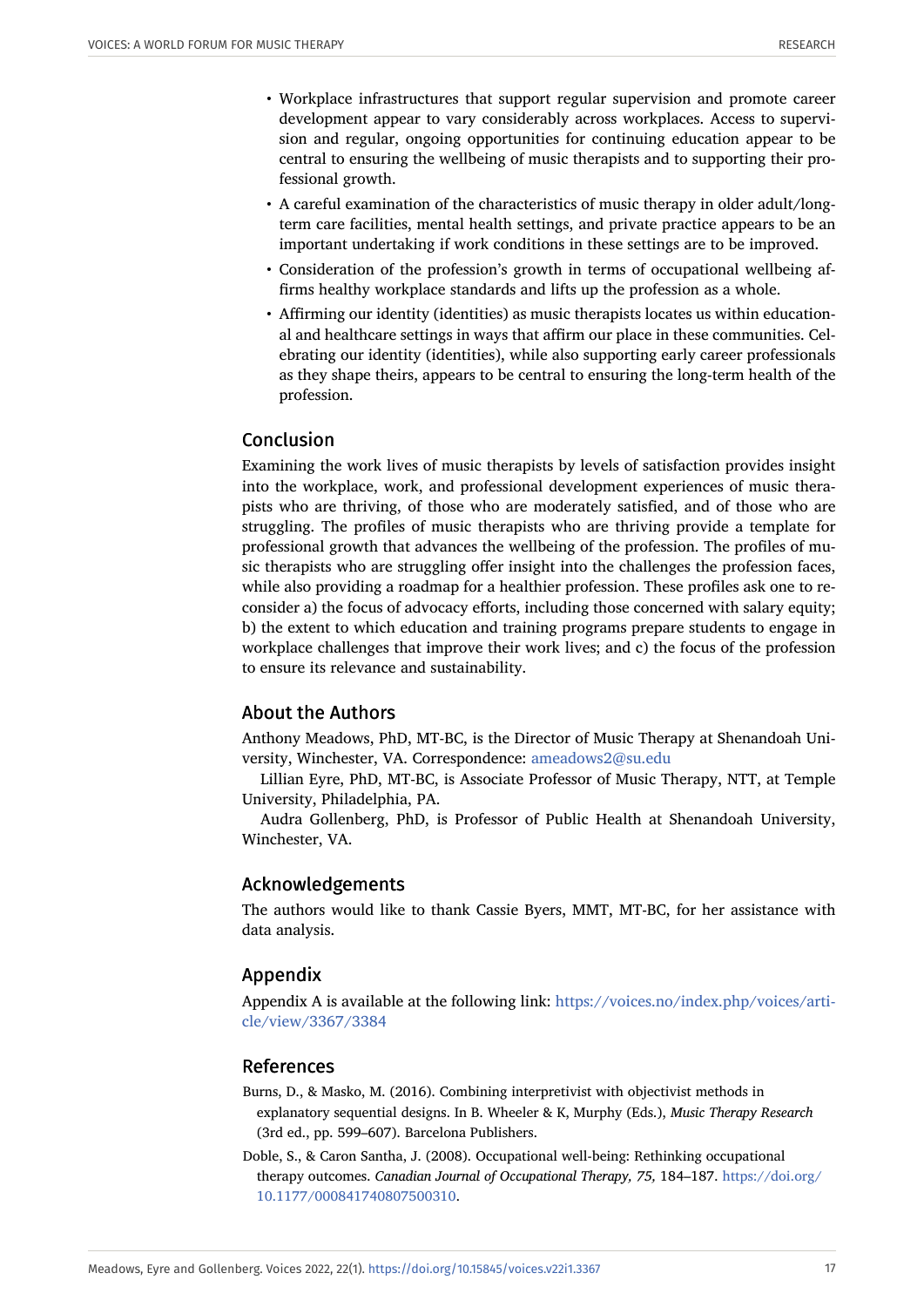- Workplace infrastructures that support regular supervision and promote career development appear to vary considerably across workplaces. Access to supervision and regular, ongoing opportunities for continuing education appear to be central to ensuring the wellbeing of music therapists and to supporting their professional growth.
- A careful examination of the characteristics of music therapy in older adult/long-term care facilities, mental health settings, and private practice appears to be an important undertaking if work conditions in these settings are to be improved.
- Consideration of the profession's growth in terms of occupational wellbeing affirms healthy workplace standards and lifts up the profession as a whole.
- Affirming our identity (identities) as music therapists locates us within educational and healthcare settings in ways that affirm our place in these communities. Celebrating our identity (identities), while also supporting early career professionals as they shape theirs, appears to be central to ensuring the long-term health of the profession.

## Conclusion

Examining the work lives of music therapists by levels of satisfaction provides insight into the workplace, work, and professional development experiences of music therapists who are thriving, of those who are moderately satisfied, and of those who are struggling. The profiles of music therapists who are thriving provide a template for professional growth that advances the wellbeing of the profession. The profiles of music therapists who are struggling offer insight into the challenges the profession faces, while also providing a roadmap for a healthier profession. These profiles ask one to reconsider a) the focus of advocacy efforts, including those concerned with salary equity; b) the extent to which education and training programs prepare students to engage in workplace challenges that improve their work lives; and c) the focus of the profession to ensure its relevance and sustainability.

## About the Authors

Anthony Meadows, PhD, MT-BC, is the Director of Music Therapy at Shenandoah University, Winchester, VA. Correspondence: ameadows2@su.edu

Lillian Eyre, PhD, MT-BC, is Associate Professor of Music Therapy, NTT, at Temple University, Philadelphia, PA.

Audra Gollenberg, PhD, is Professor of Public Health at Shenandoah University, Winchester, VA.

## Acknowledgements

The authors would like to thank Cassie Byers, MMT, MT-BC, for her assistance with data analysis.

## Appendix

Appendix A is available at the following link: https://voices.no/index.php/voices/article/view/3367/3384

## References

Burns, D., & Masko, M. (2016). Combining interpretivist with objectivist methods in explanatory sequential designs. In B. Wheeler & K, Murphy (Eds.), *Music Therapy Research* (3rd ed., pp. 599–607). Barcelona Publishers.

Doble, S., & Caron Santha, J. (2008). Occupational well-being: Rethinking occupational therapy outcomes. *Canadian Journal of Occupational Therapy, 75,* 184–187. https://doi.org/10.1177/000841740807500310.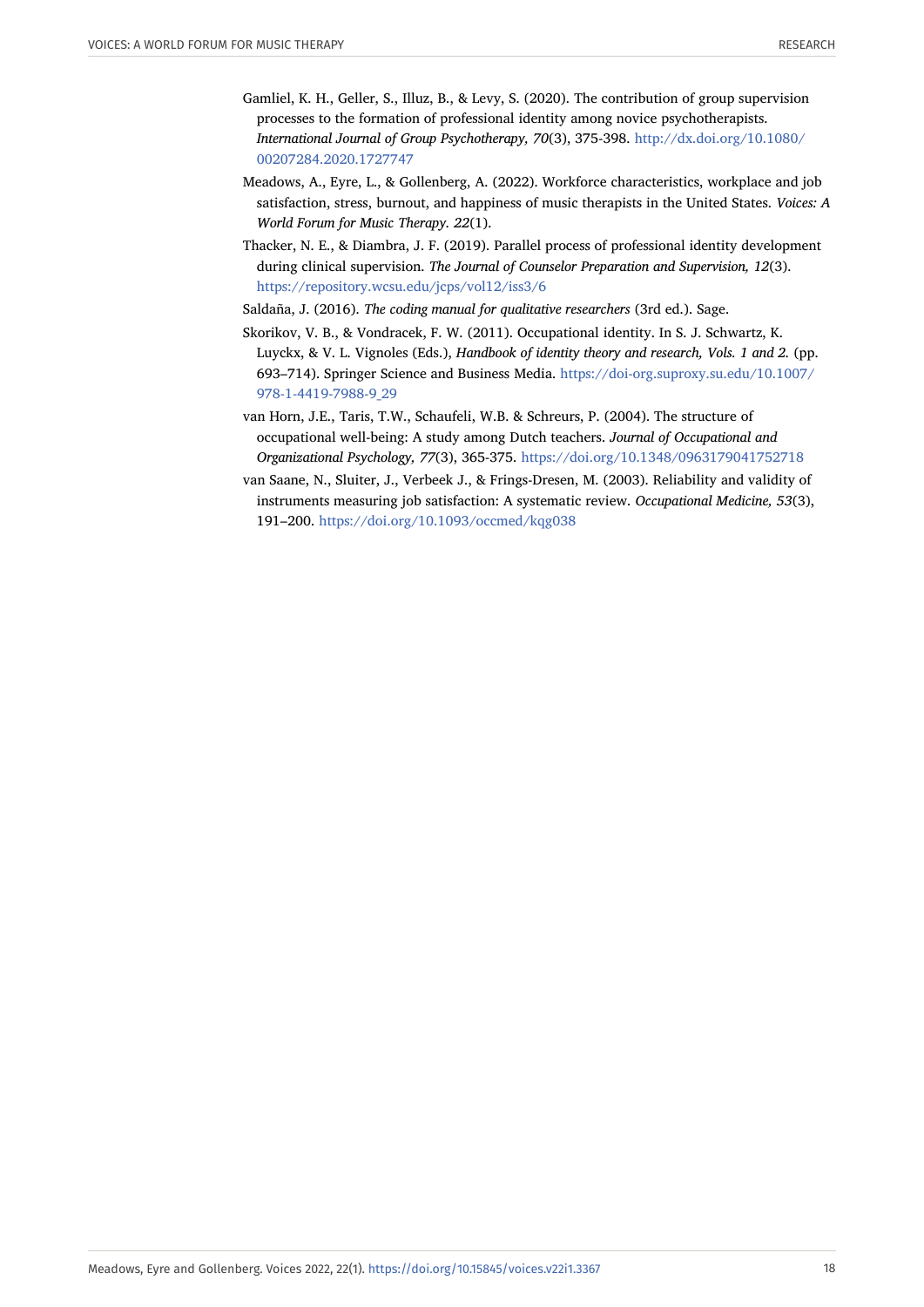Gamliel, K. H., Geller, S., Illuz, B., & Levy, S. (2020). The contribution of group supervision processes to the formation of professional identity among novice psychotherapists. *International Journal of Group Psychotherapy, 70*(3), 375-398. http://dx.doi.org/10.1080/00207284.2020.1727747

Meadows, A., Eyre, L., & Gollenberg, A. (2022). Workforce characteristics, workplace and job satisfaction, stress, burnout, and happiness of music therapists in the United States. *Voices: A World Forum for Music Therapy. 22*(1).

Thacker, N. E., & Diambra, J. F. (2019). Parallel process of professional identity development during clinical supervision. *The Journal of Counselor Preparation and Supervision, 12*(3). https://repository.wcsu.edu/jcps/vol12/iss3/6

Saldaña, J. (2016). *The coding manual for qualitative researchers* (3rd ed.). Sage.

Skorikov, V. B., & Vondracek, F. W. (2011). Occupational identity. In S. J. Schwartz, K. Luyckx, & V. L. Vignoles (Eds.), *Handbook of identity theory and research, Vols. 1 and 2.* (pp. 693–714). Springer Science and Business Media. https://doi-org.suproxy.su.edu/10.1007/978-1-4419-7988-9_29

van Horn, J.E., Taris, T.W., Schaufeli, W.B. & Schreurs, P. (2004). The structure of occupational well-being: A study among Dutch teachers. *Journal of Occupational and Organizational Psychology, 77*(3), 365-375. https://doi.org/10.1348/0963179041752718

van Saane, N., Sluiter, J., Verbeek J., & Frings-Dresen, M. (2003). Reliability and validity of instruments measuring job satisfaction: A systematic review. *Occupational Medicine, 53*(3), 191–200. https://doi.org/10.1093/occmed/kqg038